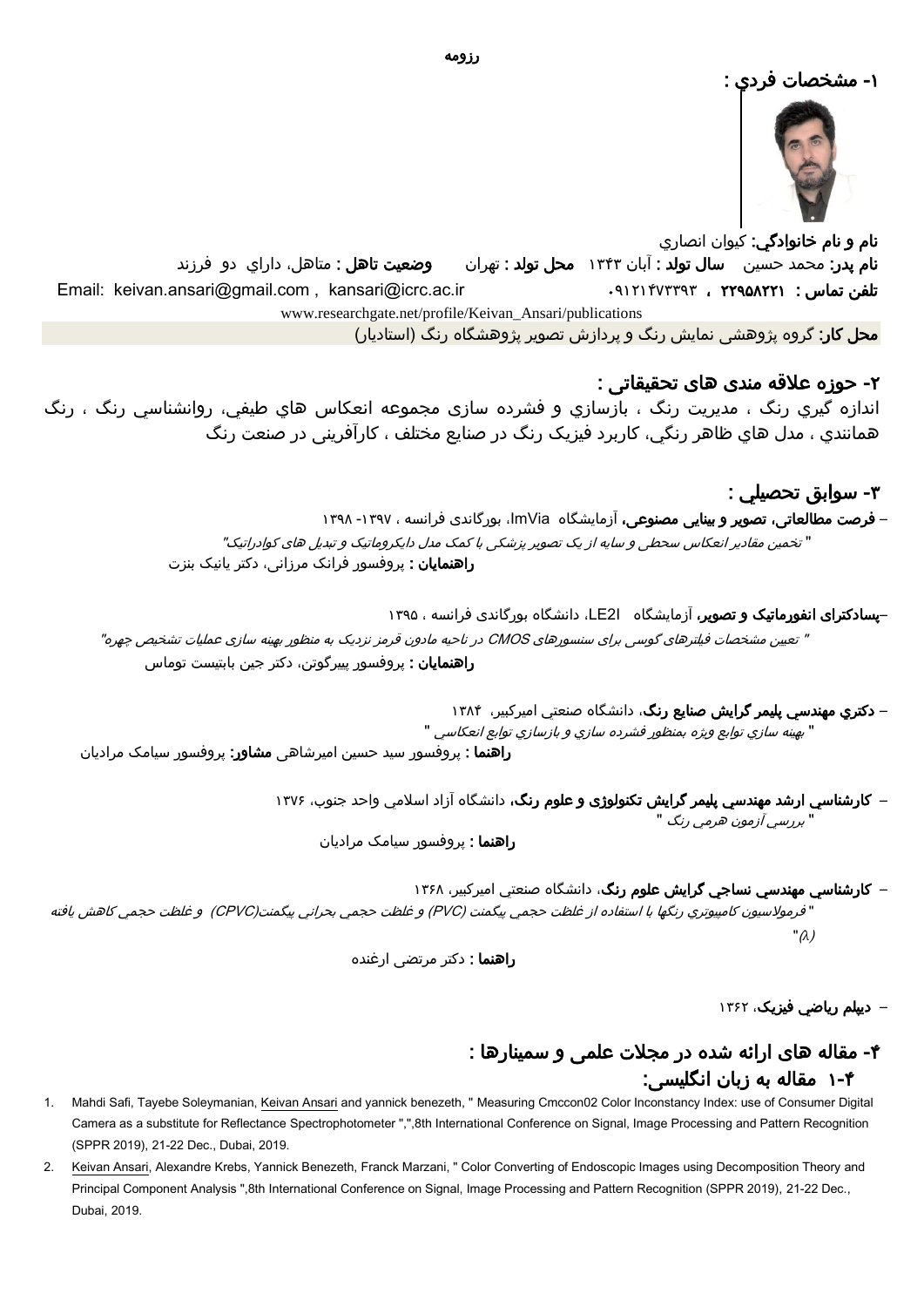رزومه

## ۱- مشخصات فردي :

**نام و نام خانوادگي:** کیوان انصاري

**نام پدر:** محمد حسین **سال تولد :** آبان ۱۳۴۳ **محل تولد :** تهران **وضعیت تاهل :** متاهل، داراي دو فرزند

**تلفن تماس :** ۲۲۹۵۸۲۲۱ ، ۰۹۱۲۱۴۷۳۳۹۳ Email: keivan.ansari@gmail.com , kansari@icrc.ac.ir

www.researchgate.net/profile/Keivan_Ansari/publications

**محل کار:** گروه پژوهشی نمایش رنگ و پردازش تصویر پژوهشگاه رنگ (استادیار)

## ۲- حوزه علاقه مندی های تحقیقاتی :

اندازه گيري رنگ ، مديريت رنگ ، بازسازي و فشرده سازی مجموعه انعکاس هاي طیفي، روانشناسي رنگ ، رنگ همانندي ، مدل هاي ظاهر رنگي، کاربرد فیزیک رنگ در صنایع مختلف ، کارآفرینی در صنعت رنگ

## ۳- سوابق تحصیلي :

– **فرصت مطالعاتی، تصویر و بینایی مصنوعی،** آزمایشگاه ImVia، بورگاندی فرانسه ، ۱۳۹۷- ۱۳۹۸

*" تخمین مقادیر انعکاس سطحی و سایه از یک تصویر پزشکی با کمک مدل دایکروماتیک و تبدیل های کوادراتیک"*

**راهنمایان :** پروفسور فرانک مرزانی، دکتر یانیک بنزت

–**پسادکترای انفورماتیک و تصویر،** آزمایشگاه LE2I، دانشگاه بورگاندی فرانسه ، ۱۳۹۵

*" تعیین مشخصات فیلترهای گوسی برای سنسورهای CMOS در ناحیه مادون قرمز نزدیک به منظور بهینه سازی عملیات تشخیص چهره"*

**راهنمایان :** پروفسور پیبرگوتن، دکتر جین باتیست توماس

– **دکتري مهندسي پلیمر گرایش صنایع رنگ**، دانشگاه صنعتی امیرکبیر، ۱۳۸۴

*" بهینه سازي توابع ویژه بمنظور فشرده سازي و بازسازي توابع انعکاسی "*

**راهنما :** پروفسور سید حسین امیرشاهی **مشاور:** پروفسور سیامک مرادیان

– **کارشناسي ارشد مهندسي پلیمر گرایش تکنولوژی و علوم رنگ،** دانشگاه آزاد اسلامي واحد جنوب، ۱۳۷۶

*" بررسي آزمون هرمي رنگ "*

**راهنما :** پروفسور سیامک مرادیان

– **کارشناسي مهندسي نساجي گرایش علوم رنگ**، دانشگاه صنعتی امیرکبیر، ۱۳۶۸

*" فرمولاسیون کامپیوتري رنگها با استفاده از غلظت حجمي پیگمنت (PVC) و غلظت حجمي بحراني پیگمنت(CPVC) و غلظت حجمي کاهش یافته (λ)"*

**راهنما :** دکتر مرتضی ارغنده

– **دیپلم ریاضي فیزیک**، ۱۳۶۲

## ۴- مقاله های ارائه شده در مجلات علمی و سمینارها :

### ۴-۱ مقاله به زبان انگلیسی:

1. Mahdi Safi, Tayebe Soleymanian, Keivan Ansari and yannick benezeth, " Measuring Cmccon02 Color Inconstancy Index: use of Consumer Digital Camera as a substitute for Reflectance Spectrophotometer ",",8th International Conference on Signal, Image Processing and Pattern Recognition (SPPR 2019), 21-22 Dec., Dubai, 2019.
2. Keivan Ansari, Alexandre Krebs, Yannick Benezeth, Franck Marzani, " Color Converting of Endoscopic Images using Decomposition Theory and Principal Component Analysis ",8th International Conference on Signal, Image Processing and Pattern Recognition (SPPR 2019), 21-22 Dec., Dubai, 2019.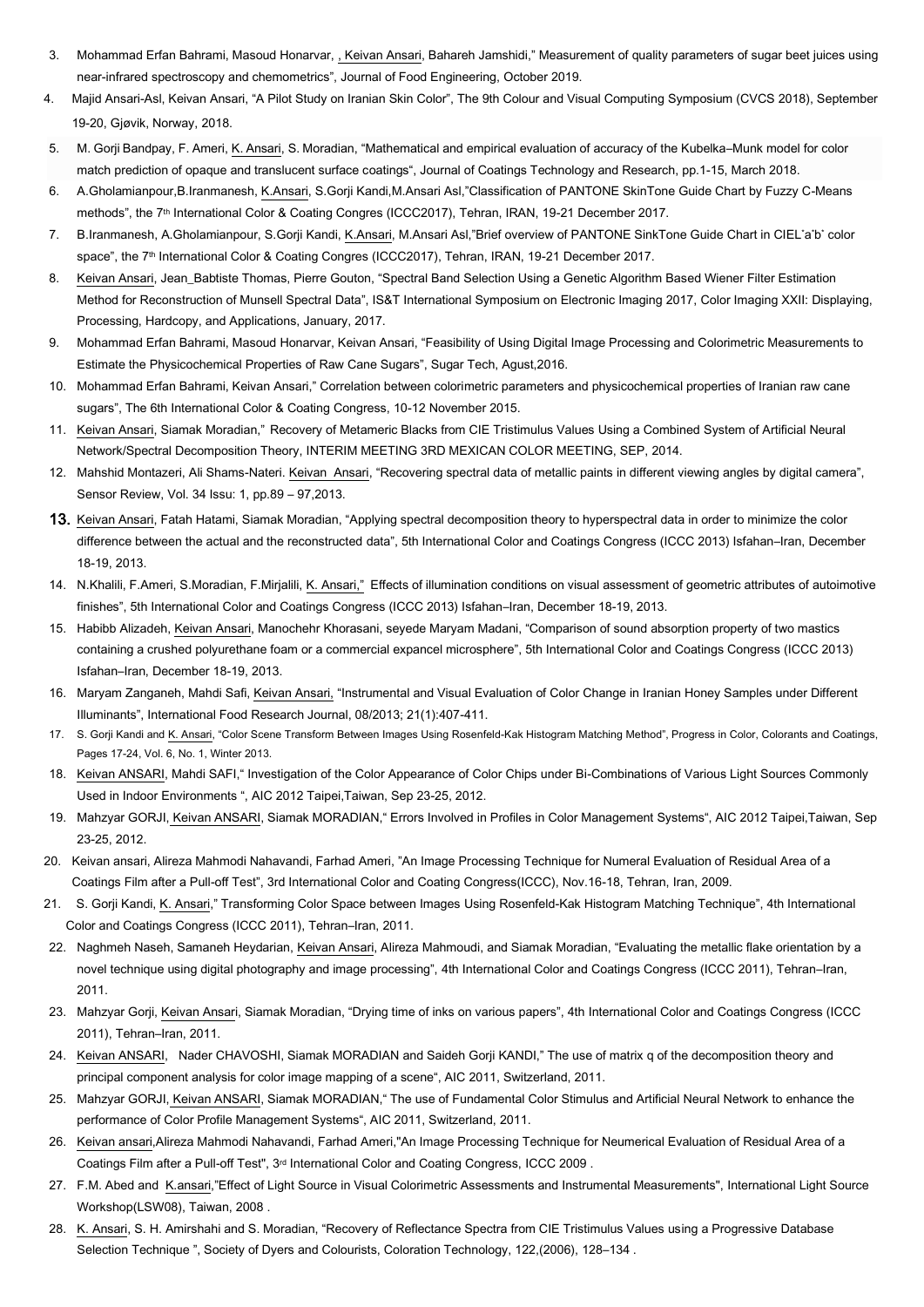3. Mohammad Erfan Bahrami, Masoud Honarvar, , Keivan Ansari, Bahareh Jamshidi," Measurement of quality parameters of sugar beet juices using near-infrared spectroscopy and chemometrics", Journal of Food Engineering, October 2019.
4. Majid Ansari-Asl, Keivan Ansari, "A Pilot Study on Iranian Skin Color", The 9th Colour and Visual Computing Symposium (CVCS 2018), September 19-20, Gjøvik, Norway, 2018.
5. M. Gorji Bandpay, F. Ameri, K. Ansari, S. Moradian, "Mathematical and empirical evaluation of accuracy of the Kubelka–Munk model for color match prediction of opaque and translucent surface coatings", Journal of Coatings Technology and Research, pp.1-15, March 2018.
6. A.Gholamianpour,B.Iranmanesh, K.Ansari, S.Gorji Kandi,M.Ansari Asl,"Classification of PANTONE SkinTone Guide Chart by Fuzzy C-Means methods", the 7th International Color & Coating Congres (ICCC2017), Tehran, IRAN, 19-21 December 2017.
7. B.Iranmanesh, A.Gholamianpour, S.Gorji Kandi, K.Ansari, M.Ansari Asl,"Brief overview of PANTONE SinkTone Guide Chart in CIEL*a*b* color space", the 7th International Color & Coating Congres (ICCC2017), Tehran, IRAN, 19-21 December 2017.
8. Keivan Ansari, Jean_Babtiste Thomas, Pierre Gouton, "Spectral Band Selection Using a Genetic Algorithm Based Wiener Filter Estimation Method for Reconstruction of Munsell Spectral Data", IS&T International Symposium on Electronic Imaging 2017, Color Imaging XXII: Displaying, Processing, Hardcopy, and Applications, January, 2017.
9. Mohammad Erfan Bahrami, Masoud Honarvar, Keivan Ansari, "Feasibility of Using Digital Image Processing and Colorimetric Measurements to Estimate the Physicochemical Properties of Raw Cane Sugars", Sugar Tech, Agust,2016.
10. Mohammad Erfan Bahrami, Keivan Ansari," Correlation between colorimetric parameters and physicochemical properties of Iranian raw cane sugars", The 6th International Color & Coating Congress, 10-12 November 2015.
11. Keivan Ansari, Siamak Moradian," Recovery of Metameric Blacks from CIE Tristimulus Values Using a Combined System of Artificial Neural Network/Spectral Decomposition Theory, INTERIM MEETING 3RD MEXICAN COLOR MEETING, SEP, 2014.
12. Mahshid Montazeri, Ali Shams-Nateri. Keivan Ansari, "Recovering spectral data of metallic paints in different viewing angles by digital camera", Sensor Review, Vol. 34 Issu: 1, pp.89 – 97,2013.
13. Keivan Ansari, Fatah Hatami, Siamak Moradian, "Applying spectral decomposition theory to hyperspectral data in order to minimize the color difference between the actual and the reconstructed data", 5th International Color and Coatings Congress (ICCC 2013) Isfahan–Iran, December 18-19, 2013.
14. N.Khalili, F.Ameri, S.Moradian, F.Mirjalili, K. Ansari," Effects of illumination conditions on visual assessment of geometric attributes of autoimotive finishes", 5th International Color and Coatings Congress (ICCC 2013) Isfahan–Iran, December 18-19, 2013.
15. Habibb Alizadeh, Keivan Ansari, Manochehr Khorasani, seyede Maryam Madani, "Comparison of sound absorption property of two mastics containing a crushed polyurethane foam or a commercial expancel microsphere", 5th International Color and Coatings Congress (ICCC 2013) Isfahan–Iran, December 18-19, 2013.
16. Maryam Zanganeh, Mahdi Safi, Keivan Ansari, "Instrumental and Visual Evaluation of Color Change in Iranian Honey Samples under Different Illuminants", International Food Research Journal, 08/2013; 21(1):407-411.
17. S. Gorji Kandi and K. Ansari, "Color Scene Transform Between Images Using Rosenfeld-Kak Histogram Matching Method", Progress in Color, Colorants and Coatings, Pages 17-24, Vol. 6, No. 1, Winter 2013.
18. Keivan ANSARI, Mahdi SAFI," Investigation of the Color Appearance of Color Chips under Bi-Combinations of Various Light Sources Commonly Used in Indoor Environments ", AIC 2012 Taipei,Taiwan, Sep 23-25, 2012.
19. Mahzyar GORJI, Keivan ANSARI, Siamak MORADIAN," Errors Involved in Profiles in Color Management Systems", AIC 2012 Taipei,Taiwan, Sep 23-25, 2012.
20. Keivan ansari, Alireza Mahmodi Nahavandi, Farhad Ameri, "An Image Processing Technique for Numeral Evaluation of Residual Area of a Coatings Film after a Pull-off Test", 3rd International Color and Coating Congress(ICCC), Nov.16-18, Tehran, Iran, 2009.
21. S. Gorji Kandi, K. Ansari," Transforming Color Space between Images Using Rosenfeld-Kak Histogram Matching Technique", 4th International Color and Coatings Congress (ICCC 2011), Tehran–Iran, 2011.
22. Naghmeh Naseh, Samaneh Heydarian, Keivan Ansari, Alireza Mahmoudi, and Siamak Moradian, "Evaluating the metallic flake orientation by a novel technique using digital photography and image processing", 4th International Color and Coatings Congress (ICCC 2011), Tehran–Iran, 2011.
23. Mahzyar Gorji, Keivan Ansari, Siamak Moradian, "Drying time of inks on various papers", 4th International Color and Coatings Congress (ICCC 2011), Tehran–Iran, 2011.
24. Keivan ANSARI, Nader CHAVOSHI, Siamak MORADIAN and Saideh Gorji KANDI," The use of matrix q of the decomposition theory and principal component analysis for color image mapping of a scene", AIC 2011, Switzerland, 2011.
25. Mahzyar GORJI, Keivan ANSARI, Siamak MORADIAN," The use of Fundamental Color Stimulus and Artificial Neural Network to enhance the performance of Color Profile Management Systems", AIC 2011, Switzerland, 2011.
26. Keivan ansari,Alireza Mahmodi Nahavandi, Farhad Ameri,"An Image Processing Technique for Neumerical Evaluation of Residual Area of a Coatings Film after a Pull-off Test", 3rd International Color and Coating Congress, ICCC 2009 .
27. F.M. Abed and K.ansari,"Effect of Light Source in Visual Colorimetric Assessments and Instrumental Measurements", International Light Source Workshop(LSW08), Taiwan, 2008 .
28. K. Ansari, S. H. Amirshahi and S. Moradian, "Recovery of Reflectance Spectra from CIE Tristimulus Values using a Progressive Database Selection Technique ", Society of Dyers and Colourists, Coloration Technology, 122,(2006), 128–134 .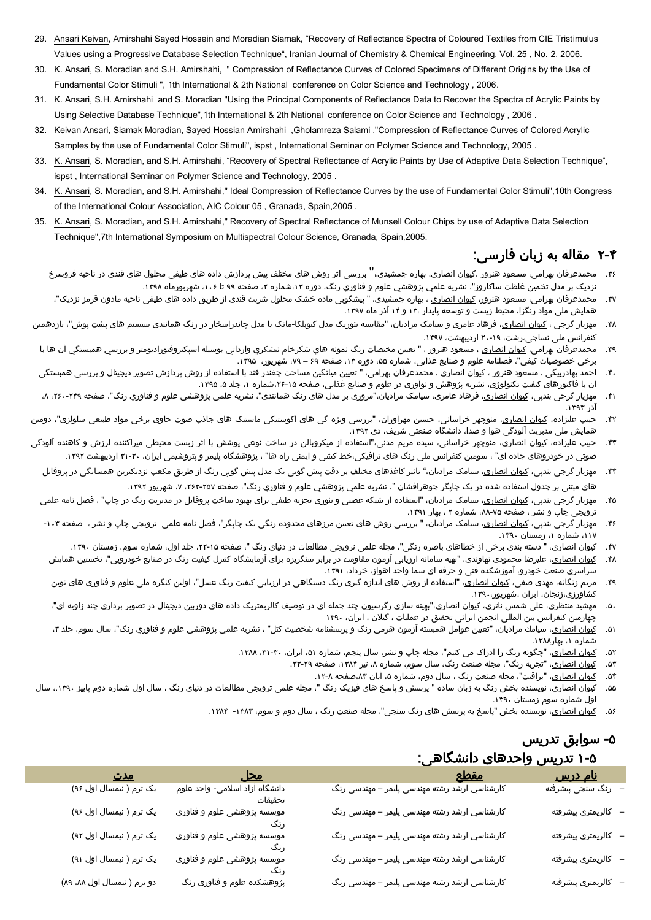29. Ansari Keivan, Amirshahi Sayed Hossein and Moradian Siamak, "Recovery of Reflectance Spectra of Coloured Textiles from CIE Tristimulus Values using a Progressive Database Selection Technique", Iranian Journal of Chemistry & Chemical Engineering, Vol. 25 , No. 2, 2006.
30. K. Ansari, S. Moradian and S.H. Amirshahi, " Compression of Reflectance Curves of Colored Specimens of Different Origins by the Use of Fundamental Color Stimuli ", 1th International & 2th National conference on Color Science and Technology , 2006.
31. K. Ansari, S.H. Amirshahi and S. Moradian "Using the Principal Components of Reflectance Data to Recover the Spectra of Acrylic Paints by Using Selective Database Technique",1th International & 2th National conference on Color Science and Technology , 2006 .
32. Keivan Ansari, Siamak Moradian, Sayed Hossian Amirshahi ,Gholamreza Salami ,"Compression of Reflectance Curves of Colored Acrylic Samples by the use of Fundamental Color Stimuli", ispst , International Seminar on Polymer Science and Technology, 2005 .
33. K. Ansari, S. Moradian, and S.H. Amirshahi, "Recovery of Spectral Reflectance of Acrylic Paints by Use of Adaptive Data Selection Technique", ispst , International Seminar on Polymer Science and Technology, 2005 .
34. K. Ansari, S. Moradian, and S.H. Amirshahi," Ideal Compression of Reflectance Curves by the use of Fundamental Color Stimuli",10th Congress of the International Colour Association, AIC Colour 05 , Granada, Spain,2005 .
35. K. Ansari, S. Moradian, and S.H. Amirshahi," Recovery of Spectral Reflectance of Munsell Colour Chips by use of Adaptive Data Selection Technique",7th International Symposium on Multispectral Colour Science, Granada, Spain,2005.

## ۲-۴ مقاله به زبان فارسی:

۳۶. محمدعرفان بهرامی، مسعود هنرور ،کیوان انصاری، بهاره جمشیدی،" بررسی اثر روش های مختلف پیش پردازش داده های طیفی محلول های قندی در ناحیه فروسرخ نزدیک بر مدل تخمین غلظت ساکاروز"، نشریه علمی پژوهشی علوم و فناوري رنگ، دوره ۱۳،شماره ۲، صفحه ۹۹ تا ۱۰۶، شهریورماه ۱۳۹۸.
۳۷. محمدعرفان بهرامی، مسعود هنرور، کیوان انصاری ، بهاره جمشیدی، " پیشگویی ماده خشک محلول شربت قندی از طریق داده های طیفی ناحیه مادون قرمز نزدیک"، همایش ملی مواد رنگزا، محیط زیست و توسعه پایدار ۱۳ و ۱۴ آذر ماه ۱۳۹۷.
۳۸. مهزیار گرجی ، کیوان انصاری، فرهاد عامری و سیامک مرادیان، "مقایسه تئوریک مدل کوبلکا-مانک با مدل چاندراسخار در رنگ همانندی سیستم های پشت پوش"، یازدهمین کنفرانس ملی نساجی،رشت، ۱۹-۲۰ اردیبهشت، ۱۳۹۷.
۳۹. محمدعرفان بهرامی، کیوان انصاري ، مسعود هنرور ، "تعيين مختصات رنگ نمونه هاي شكرخام نيشكري وارداتي بوسيله اسپكتروفتوراديومتر و بررسي همبستگي آن ها با برخي خصوصيات كيفي"، فصلنامه علوم و صنایع غذایی، شماره ۵۵، دوره ۱۳، صفحه ۶۹ – ۷۹، شهریور، ۱۳۹۵.
۴۰. احمد بهادربیگی ، مسعود هنرور ، محمدعرفان بهرامی، کیوان انصاری ، " تعیین میانگین مساحت چغندر قند با استفاده از روش پردازش تصویر دیجیتال و بررسی همبستگی آن با فاکتورهای کیفیت تکنولوژی، نشریه پژوهش و نوآوری در علوم و صنایع غذایی، صفحه ۱۵-۲۶،شماره ۱، جلد ۵، ۱۳۹۵.
۴۱. مهزیار گرجی بندپی، کیوان انصاری، فرهاد عامری، سیامک مرادیان،"مروری بر مدل های رنگ های همانندی"، نشریه علمی پژوهشی علوم و فناوري رنگ"، صفحه ۲۴۹-۲۶۰، ۸، آذر ۱۳۹۳.
۴۲. حبیب علیزاده، کیوان انصاری، منوچهر خراسانی، حسین مهرآوران، "بررسی ویژه گی های آکوستیکی ماستیک های جاذب صوت حاوی برخی مواد طبیعی سلولزی"، دومین همایش ملی مدیریت آلودگی هوا و صدا، دانشگاه صنعتی شریف، دی ۱۳۹۲.
۴۳. حبیب علیزاده، کیوان انصاری، منوچهر خراسانی، سیده مریم مدنی،"استفاده از میکروبالن در ساخت نوعی پوشش با اثر زیست محیطی میراکننده لرزش و کاهنده آلودگی صوتی در خودروهای جاده ای" ، سومین کنفرانس ملی رنگ های ترافیکی،خط کشی و ایمنی راه ها" ، پژوهشگاه پلیمر و پتروشیمی ایران، ۳۰-۳۱ اردیبهشت ۱۳۹۲.
۴۴. مهزیار گرجی بندپی، کیوان انصاری، سیامک مرادیان،" تاثیر کاغذهای مختلف بر دقت پیش گویی یک مدل پیش گویی رنگ از طریق مکعب نزدیکترین همسایگی در پروفایل های مبتنی بر جدول استفاده شده در یک چاپگر جوهرافشان "، نشریه علمی پژوهشی علوم و فناوري رنگ"، صفحه ۲۵۷-۲۶۳، ۷، شهریور ۱۳۹۲.
۴۵. مهزیار گرجی بندپی، کیوان انصاری، سیامک مرادیان، "استفاده از شبکه عصبی و تئوری تجزیه طیفی برای بهبود ساخت پروفایل در مدیریت رنگ در چاپ" ، فصل نامه علمی ترویجی چاپ و نشر ، صفحه ۷۵-۸۸، شماره ۲ ، بهار ۱۳۹۱.
۴۶. مهزیار گرجی بندپی، کیوان انصاری، سیامک مرادیان، " بررسی روش های تعیین مرزهای محدوده رنگی یک چاپگر"، فصل نامه علمی ترویجی چاپ و نشر ، صفحه ۱۰۳-۱۱۷، شماره ۱، زمستان ۱۳۹۰.
۴۷. کیوان انصاری، " دسته بندی برخی از خطاهای باصره رنگی"، مجله علمی ترویجی مطالعات در دنیای رنگ "، صفحه ۱۵-۲۲، جلد اول، شماره سوم، زمستان ۱۳۹۰.
۴۸. کیوان انصاری، علیرضا محمودی نهاوندی، "تهیه سامانه ارزیابی آزمون مقاومت در برابر سنگریزه برای آزمایشگاه کنترل کیفیت رنگ در صنایع خودرویی"، نخستین همایش سراسری صنعت خودرو، آموزشکده فنی و حرفه ای سما واحد اهواز، خرداد، ۱۳۹۱.
۴۹. مریم زنگانه، مهدی صفی، کیوان انصاری، "استفاده از روش های اندازه گیری رنگ دستگاهی در ارزیابی کیفیت رنگ عسل"، اولین کنگره ملی علوم و فناوری های نوین کشاورزی،زنجان، ایران ،شهریور،۱۳۹۰.
۵۰. مهشید منتظری، علی شمس ناتری، کیوان انصاری،"بهینه سازی رگرسیون چند جمله ای در توصیف کالریمتریک داده های دوربین دیجیتال در تصویر برداری چند زاویه ای"، چهارمین کنفرانس بین المللی انجمن ایرانی تحقیق در عملیات ، گیلان ، ایران، ۱۳۹۰
۵۱. کیوان انصاری، سیامك مرادیان، "تعیین عوامل همبسته آزمون هرمی رنگ و پرسشنامه شخصیت کتل" ، نشریه علمي پژوهشي علوم و فناوري رنگ"، سال سوم، جلد ۳، شماره ۱، بهار۱۳۸۸.
۵۲. کیوان انصاری، "چگونه رنگ را ادراک می کنیم"، مجله چاپ و نشر، سال پنجم، شماره ۵۱، ایران، ۳۰-۳۱، ۱۳۸۸.
۵۳. کیوان انصاری، "تجربه رنگ"، مجله صنعت رنگ، سال سوم، شماره ۸، تیر ۱۳۸۴، صفحه ۲۹-۳۳.
۵۴. کیوان انصاری، "براقیت"، مجله صنعت رنگ ، سال دوم، شماره ۵، آبان ۸۳،صفحه ۸-۱۲.
۵۵. کیوان انصاری، نویسنده بخش رنگ به زبان ساده " پرسش و پاسخ های فیزیک رنگ "، مجله علمی ترویجی مطالعات در دنیای رنگ ، سال اول شماره دوم پاییز ۱۳۹۰،، سال اول شماره سوم زمستان ۱۳۹۰.
۵۶. کیوان انصاری، نویسنده بخش "پاسخ به پرسش های رنگ سنجی"، مجله صنعت رنگ ، سال دوم و سوم، ۱۳۸۳- ۱۳۸۴.

# ۵- سوابق تدریس

## ۱-۵ تدریس واحدهای دانشگاهی:

| نام درس | مقطع | محل | مدت |
|---|---|---|---|
| – رنگ سنجی پیشرفته | کارشناسی ارشد رشته مهندسی پلیمر – مهندسی رنگ | دانشگاه آزاد اسلامی- واحد علوم تحقیقات | یک ترم ( نیمسال اول ۹۶) |
| – کالریمتری پیشرفته | کارشناسی ارشد رشته مهندسی پلیمر – مهندسی رنگ | موسسه پژوهشی علوم و فناوری رنگ | یک ترم ( نیمسال اول ۹۶) |
| – کالریمتری پیشرفته | کارشناسی ارشد رشته مهندسی پلیمر – مهندسی رنگ | موسسه پژوهشی علوم و فناوری رنگ | یک ترم ( نیمسال اول ۹۲) |
| – کالریمتری پیشرفته | کارشناسی ارشد رشته مهندسی پلیمر – مهندسی رنگ | موسسه پژوهشی علوم و فناوری رنگ | یک ترم ( نیمسال اول ۹۱) |
| – کالریمتری پیشرفته | کارشناسی ارشد رشته مهندسی پلیمر – مهندسی رنگ | پژوهشکده علوم و فناوری رنگ | دو ترم ( نیمسال اول ۸۸، ۸۹) |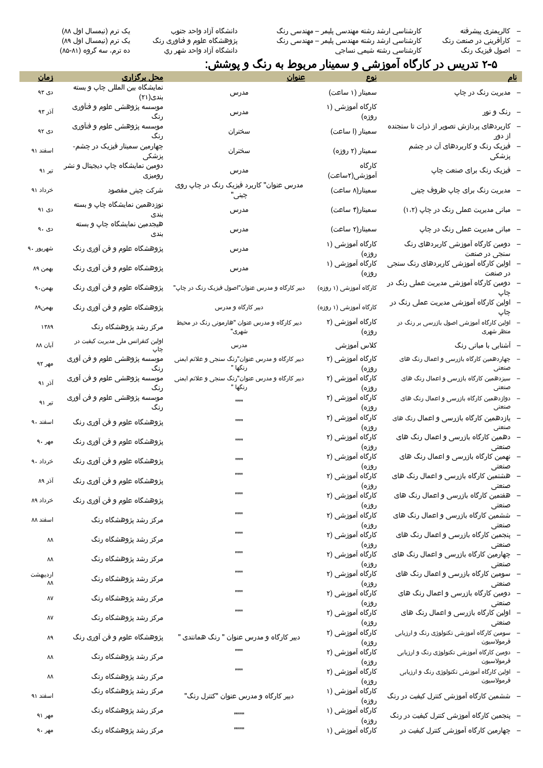- کالریمتری پیشرفته | کارشناسی ارشد رشته مهندسی پلیمر – مهندسی رنگ | دانشگاه آزاد واحد جنوب | یک ترم (نیمسال اول ۸۸)
- کارآفرینی در صنعت رنگ | کارشناسی ارشد رشته مهندسی پلیمر – مهندسی رنگ | پژوهشگاه علوم و فناوری رنگ | یک ترم (نیمسال اول ۸۹)
- اصول فیزیک رنگ | کارشناسی رشته شیمی نساجی | دانشگاه آزاد واحد شهر ری | ده ترم، سه گروه (۸۱-۸۵)

## ۲-۵ تدریس در کارگاه آموزشی و سمینار مربوط به رنگ و پوشش:

| نام | نوع | عنوان | محل برگزاری | زمان |
|---|---|---|---|---|
| – مدیریت رنگ در چاپ | سمینار (۱ ساعت) | مدرس | نمایشگاه بین المللی چاپ و بسته بندی(۲۱) | دی ۹۳ |
| – رنگ و نور | کارگاه آموزشی (۱ روزه) | مدرس | موسسه پژوهشی علوم و فنآوری رنگ | آذر ۹۳ |
| – کاربردهای پردازش تصویر از ذرات تا سنجنده از دور | سمینار (۱ ساعت) | سخنران | موسسه پژوهشی علوم و فنآوری رنگ | دی ۹۲ |
| – فیزیک رنگ و کاربردهای آن در چشم پزشکی | سمینار (۲ روزه) | سخنران | چهارمین سمینار فیزیک در چشم-پزشکی | اسفند ۹۱ |
| – فیزیک رنگ برای صنعت چاپ | کارگاه آموزشی(۲ساعت) | مدرس | دومین نمایشگاه چاپ دیجیتال و نشر رومیزی | تیر ۹۱ |
| – مدیریت رنگ برای چاپ ظروف چینی | سمینار(۸ ساعت) | مدرس عنوان" کاربرد فیزیک رنگ در چاپ روی چینی" | شرکت چینی مقصود | خرداد ۹۱ |
| – مبانی مدیریت عملی رنگ در چاپ (۱،۲) | سمینار(۴ ساعت) | مدرس | نوزدهمین نمایشگاه چاپ و بسته بندی | دی ۹۱ |
| – مبانی مدیریت عملی رنگ در چاپ | سمینار(۲ ساعت) | مدرس | هیجدمین نمایشگاه چاپ و بسته بندی | دی ۹۰ |
| – دومین کارگاه آموزشی کاربردهای رنگ سنجی در صنعت | کارگاه آموزشی (۱ روزه) | مدرس | پژوهشگاه علوم و فن آوری رنگ | شهریور ۹۰ |
| – اولین کارگاه آموزشی کاربردهای رنگ سنجی در صنعت | کارگاه آموزشی (۱ روزه) | مدرس | پژوهشگاه علوم و فن آوری رنگ | بهمن ۸۹ |
| – دومین کارگاه آموزشی مدیریت عملی رنگ در چاپ | کارگاه آموزشی (۱ روزه) | دبیر کارگاه و مدرس عنوان"اصول فیزیک رنگ در چاپ" | پژوهشگاه علوم و فن آوری رنگ | بهمن۹۰ |
| – اولین کارگاه آموزشی مدیریت عملی رنگ در چاپ | کارگاه آموزشی (۱ روزه) | دبیر کارگاه و مدرس | پژوهشگاه علوم و فن آوری رنگ | بهمن۸۹ |
| – اولین کارگاه آموزشی اصول بازرسی بر رنگ در منظر شهری | کارگاه آموزشی (۲ روزه) | دبیر کارگاه و مدرس عنوان "هارمونی رنگ در محیط شهری" | مرکز رشد پژوهشگاه رنگ | ۱۳۸۹ |
| – آشنایی با مبانی رنگ | کلاس آموزشی | مدرس | اولین کنفرانس ملی مدیریت کیفیت در چاپ | آبان ۸۸ |
| – چهاردهمین کارگاه بازرسی و اعمال رنگ های صنعتی | کارگاه آموزشی (۲ روزه) | دبیر کارگاه و مدرس عنوان"رنگ سنجی و علائم ایمنی رنگها " | موسسه پژوهشی علوم و فن آوری رنگ | مهر ۹۲ |
| – سیزدهمین کارگاه بازرسی و اعمال رنگ های صنعتی | کارگاه آموزشی (۲ روزه) | دبیر کارگاه و مدرس عنوان"رنگ سنجی و علائم ایمنی رنگها " | موسسه پژوهشی علوم و فن آوری رنگ | آذر ۹۱ |
| – دوازدهمین کارگاه بازرسی و اعمال رنگ های صنعتی | کارگاه آموزشی (۲ روزه) | """ | موسسه پژوهشی علوم و فن آوری رنگ | تیر ۹۱ |
| – یازدهمین کارگاه بازرسی و اعمال رنگ های صنعتی | کارگاه آموزشی (۲ روزه) | """ | پژوهشگاه علوم و فن آوری رنگ | اسفند ۹۰ |
| – دهمین کارگاه بازرسی و اعمال رنگ های صنعتی | کارگاه آموزشی (۲ روزه) | """ | پژوهشگاه علوم و فن آوری رنگ | مهر ۹۰ |
| – نهمین کارگاه بازرسی و اعمال رنگ های صنعتی | کارگاه آموزشی (۲ روزه) | """ | پژوهشگاه علوم و فن آوری رنگ | خرداد ۹۰ |
| – هشتمین کارگاه بازرسی و اعمال رنگ های صنعتی | کارگاه آموزشی (۲ روزه) | """ | پژوهشگاه علوم و فن آوری رنگ | آذر ۸۹ |
| – هفتمین کارگاه بازرسی و اعمال رنگ های صنعتی | کارگاه آموزشی (۲ روزه) | """ | پژوهشگاه علوم و فن آوری رنگ | خرداد ۸۹ |
| – ششمین کارگاه بازرسی و اعمال رنگ های صنعتی | کارگاه آموزشی (۲ روزه) | """ | مرکز رشد پژوهشگاه رنگ | اسفند ۸۸ |
| – پنجمین کارگاه بازرسی و اعمال رنگ های صنعتی | کارگاه آموزشی (۲ روزه) | """ | مرکز رشد پژوهشگاه رنگ | ۸۸ |
| – چهارمین کارگاه بازرسی و اعمال رنگ های صنعتی | کارگاه آموزشی (۲ روزه) | """ | مرکز رشد پژوهشگاه رنگ | ۸۸ |
| – سومین کارگاه بازرسی و اعمال رنگ های صنعتی | کارگاه آموزشی (۲ روزه) | """ | مرکز رشد پژوهشگاه رنگ | اردیبهشت ۸۸ |
| – دومین کارگاه بازرسی و اعمال رنگ های صنعتی | کارگاه آموزشی (۲ روزه) | """ | مرکز رشد پژوهشگاه رنگ | ۸۷ |
| – اولین کارگاه بازرسی و اعمال رنگ های صنعتی | کارگاه آموزشی (۲ روزه) | """ | مرکز رشد پژوهشگاه رنگ | ۸۷ |
| – سومین کارگاه آموزشی تکنولوژی رنگ و ارزیابی فرمولاسیون | کارگاه آموزشی (۲ روزه) | دبیر کارگاه و مدرس عنوان " رنگ همانندی " | پژوهشگاه علوم و فن آوری رنگ | ۸۹ |
| – دومین کارگاه آموزشی تکنولوژی رنگ و ارزیابی فرمولاسیون | کارگاه آموزشی (۲ روزه) | """ | مرکز رشد پژوهشگاه رنگ | ۸۸ |
| – اولین کارگاه آموزشی تکنولوژی رنگ و ارزیابی فرمولاسیون | کارگاه آموزشی (۲ روزه) | """ | مرکز رشد پژوهشگاه رنگ | ۸۸ |
| – ششمین کارگاه آموزشی کنترل کیفیت در رنگ | کارگاه آموزشی (۱ روزه) | دبیر کارگاه و مدرس عنوان "کنترل رنگ" | مرکز رشد پژوهشگاه رنگ | اسفند ۹۱ |
| – پنجمین کارگاه آموزشی کنترل کیفیت در رنگ | کارگاه آموزشی (۱ روزه) | """" | مرکز رشد پژوهشگاه رنگ | مهر ۹۱ |
| – چهارمین کارگاه آموزشی کنترل کیفیت در | کارگاه آموزشی (۱ | """" | مرکز رشد پژوهشگاه رنگ | مهر ۹۰ |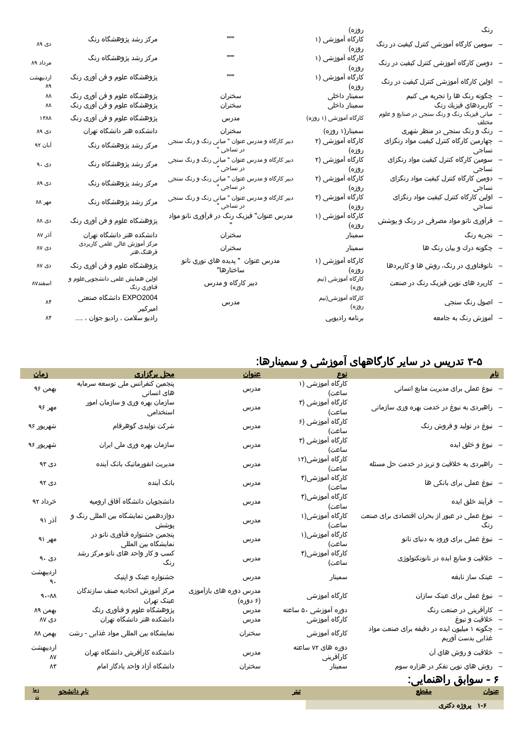| | | | |
|---|---|---|---|
| – رنگ | روزه) | | | |
| – سومین کارگاه آموزشی کنترل کیفیت در رنگ | کارگاه آموزشی (۱ روزه) | """ | مرکز رشد پژوهشگاه رنگ | دی ۸۹ |
| – دومین کارگاه آموزشی کنترل کیفیت در رنگ | کارگاه آموزشی (۱ روزه) | """ | مرکز رشد پژوهشگاه رنگ | مرداد ۸۹ |
| – اولین کارگاه آموزشی کنترل کیفیت در رنگ | کارگاه آموزشی (۱ روزه) | """ | پژوهشگاه علوم و فن آوری رنگ | اردیبهشت ۸۹ |
| – چگونه رنگ ها را تجربه می کنیم | سمینار داخلی | سخنران | پژوهشگاه علوم و فن آوری رنگ | ۸۸ |
| – کاربردهاي فيزيك رنگ | سمینار داخلی | سخنران | پژوهشگاه علوم و فن آوری رنگ | ۸۸ |
| – مبانی فیزیک رنگ و رنگ سنجی در صنایع و علوم مختلف | کارگاه آموزشی (۱ روزه) | مدرس | پژوهشگاه علوم و فن آوری رنگ | ۱۳۸۸ |
| – رنگ و رنگ سنجی در منظر شهری | سمینار(۱ روزه) | سخنران | دانشکده هنر دانشگاه تهران | دی ۸۹ |
| – چهارمین کارگاه کنترل کیفیت مواد رنگزای نساجی | کارگاه آموزشی (۲ روزه) | دبیر کارگاه و مدرس عنوان " مبانی رنگ و رنگ سنجی در نساجی " | مرکز رشد پژوهشگاه رنگ | آبان ۹۲ |
| – سومین کارگاه کنترل کیفیت مواد رنگزای نساجی | کارگاه آموزشی (۲ روزه) | دبیر کارگاه و مدرس عنوان " مبانی رنگ و رنگ سنجی در نساجی " | مرکز رشد پژوهشگاه رنگ | دی ۹۰ |
| – دومین کارگاه کنترل کیفیت مواد رنگزای نساجی | کارگاه آموزشی (۲ روزه) | دبیر کارگاه و مدرس عنوان " مبانی رنگ و رنگ سنجی در نساجی " | مرکز رشد پژوهشگاه رنگ | دی ۸۹ |
| – اولین کارگاه کنترل کیفیت مواد رنگزای نساجی | کارگاه آموزشی (۲ روزه) | دبیر کارگاه و مدرس عنوان " مبانی رنگ و رنگ سنجی در نساجی " | مرکز رشد پژوهشگاه رنگ | مهر ۸۸ |
| – فرآوری نانو مواد مصرفی در رنگ و پوشش | کارگاه آموزشی (۱ روزه) | مدرس عنوان" فیزیک رنگ در فرآوری نانو مواد " | پژوهشگاه علوم و فن آوری رنگ | دی ۸۸ |
| – تجربه رنگ | سمینار | سخنران | دانشکده هنر دانشگاه تهران | آذر ۸۷ |
| – چگونه درك و بيان رنگ ها | سمینار | سخنران | مرکز آموزش عالی علمی کاربردی فرهنگ،هنر | دی ۸۷ |
| – نانوفناوري در رنگ، روش ها و كاربردها | کارگاه آموزشی (۱ روزه) | مدرس عنوان " پديده هاي نوري نانو ساختارها" | پژوهشگاه علوم و فن آوری رنگ | دی ۸۷ |
| – کاربرد های نوین فیزیک رنگ در صنعت | کارگاه آموزشی (نیم روزه) | دبیر کارگاه و مدرس | اولین همايش علمی دانشجویی‌علوم و فناوري رنگ | اسفند۸۷ |
| – اصول رنگ سنجی | کارگاه آموزشی(نیم روزه) | مدرس | EXPO2004 دانشگاه صنعتی امیرکبیر | ۸۴ |
| – آموزش رنگ به جامعه | برنامه رادیویی | | رادیو سلامت ، رادیو جوان ، .... | ۸۴ |

## ۵-۳ تدریس در سایر کارگاههای آموزشی و سمینارها:

| نام | نوع | عنوان | محل برگزاری | زمان |
|---|---|---|---|---|
| – نبوغ عملی برای مدیریت منابع انسانی | کارگاه آموزشی (۱ ساعت) | مدرس | پنجمین کنفرانس ملی توسعه سرمایه های انسانی | بهمن ۹۶ |
| – راهبردی به نبوغ در خدمت بهره وری سازمانی | کارگاه آموزشی (۳ ساعت) | مدرس | سازمان بهره وری و سازمان امور استخدامی | مهر ۹۶ |
| – نبوغ در تولید و فروش رنگ | کارگاه آموزشی (۶ ساعت) | مدرس | شرکت تولیدی گوهرفام | شهریور ۹۶ |
| – نبوغ و خلق ایده | کارگاه آموزشی (۳ ساعت) | مدرس | سازمان بهره وری ملی ایران | شهریور ۹۶ |
| – راهبردی به خلاقیت و تریز در خدمت حل مسئله | کارگاه آموزشی(۱۲ ساعت) | مدرس | مدیریت انفورماتیک بانک آینده | دی ۹۳ |
| – نبوغ عملی برای بانکی ها | کارگاه آموزشی(۴ ساعت) | مدرس | بانک آینده | دی ۹۲ |
| – فرآیند خلق ایده | کارگاه آموزشی(۴ ساعت) | مدرس | دانشجویان دانشگاه آفاق ارومیه | خرداد ۹۲ |
| – نبوغ عملی در عبور از بحران اقتصادی برای صنعت رنگ | کارگاه آموزشی(۱ ساعت) | مدرس | دوازدهمین نمایشگاه بین المللی رنگ و پوشش | آذر ۹۱ |
| – نبوغ عملی برای ورود به دنیای نانو | کارگاه آموزشی(۱ ساعت) | مدرس | پنجمین جشنواره فنآوری نانو در نمایشگاه بین المللی | مهر ۹۱ |
| – خلاقیت و منابع ایده در نانوتکنولوژی | کارگاه آموزشی(۴ ساعت) | مدرس | کسب و کار واحد های نانو مرکز رشد رنگ | دی ۹۰ |
| – عینک ساز نابغه | سمینار | مدرس | جشنواره عینک و اپتیک | اردیبهشت ۹۰ |
| – نبوغ عملی برای عینک سازان | کارگاه آموزشی | مدرس دوره های بازآموزی (۶ دوره) | مرکز آموزش اتحادیه صنف سازندگان عینک تهران | ۸۸-۹۰ |
| – کارآفرینی در صنعت رنگ | دوره آموزشی ۵۰ ساعته | مدرس | پژوهشگاه علوم و فنآوری رنگ | بهمن ۸۹ |
| – خلاقیت و نبوغ | کارگاه آموزشی | مدرس | دانشکده هنر دانشگاه تهران | دی ۸۷ |
| – چگونه ۱ میلیون ایده در دقیقه برای صنعت مواد غذایی بدست آوریم | کارگاه آموزشی | سخنران | نمایشگاه بین المللی مواد غذایی - رشت | بهمن ۸۸ |
| – خلاقيت و روش هاي آن | دوره های ۷۲ ساعته کارآفرینی | مدرس | دانشکده کارآفرینی دانشگاه تهران | اردیبهشت ۸۷ |
| – روش هاي نوين تفكر در هزاره سوم | سمینار | سخنران | دانشگاه آزاد واحد يادگار امام | ۸۳ |

## ۶ - سوابق راهنمایی:

| عنوان | مقطع | تیتر | نام دانشجو | زمان |
|---|---|---|---|---|
| **۶-۱ پروژه دکتری** | | | | |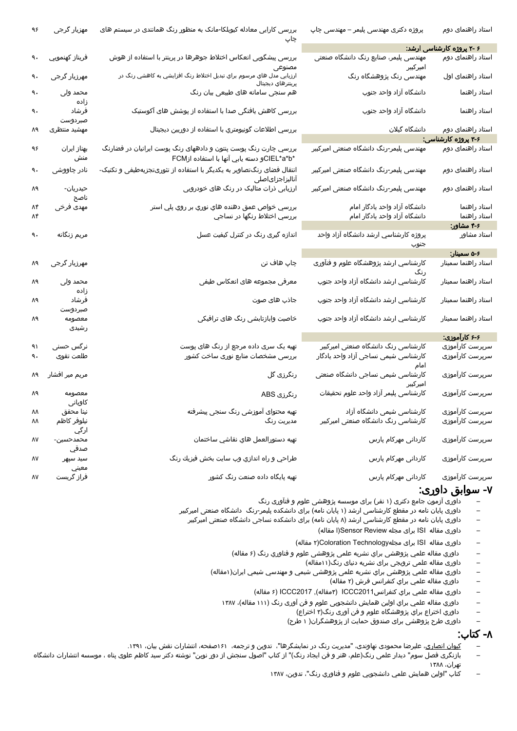| | | | | |
|---|---|---|---|---|
| استاد راهنمای دوم | پروژه دکتری مهندسی پلیمر – مهندسی چاپ | بررسی کارایی معادله کیوبلکا-مانک به منظور رنگ همانندی در سیستم های چاپ | مهزیار گرجی | ۹۶ |
| **۶ -۲ پروژه کارشناسی ارشد:** | | | | |
| استاد راهنمای دوم | مهندسی پلیمر، صنایع رنگ دانشگاه صنعتی امیرکبیر | بررسی پیشگویی انعکاس اختلاط جوهرها در پرینتر با استفاده از هوش مصنوعی | فریناز کهنمویی | ۹۰ |
| استاد راهنمای اول | مهندسی رنگ پژوهشگاه رنگ | ارزیابی مدل های مرسوم براي تبدیل اختلاط رنگ افزایشی به کاهشی رنگ در پرینترهاي دیجیتال | مهرزیار گرجی | ۹۰ |
| استاد راهنما | دانشگاه آزاد واحد جنوب | هم سنجی سامانه های طبیعی بیان رنگ | محمد ولی زاده | ۹۰ |
| استاد راهنما | دانشگاه آزاد واحد جنوب | بررسی کاهش یافتگی صدا با استفاده از پوشش های آکوستیک | فرشاد صبردوست | ۹۰ |
| استاد راهنمای دوم | دانشگاه گیلان | بررسی اطلاعات گونیومتري با استفاده از دوربین دیجیتال | مهشید منتظری | ۸۹ |
| **۶-۳ پروژه کارشناسی:** | | | | |
| استاد راهنمای دوم | مهندسی پلیمر-رنگ دانشگاه صنعتی امیرکبیر | بررسی چارت رنگ پوست پنتون و دادههای رنگ پوست ایرانیان در فضارنگ CIEL*a*b*و دسته یابی آنها با استفاده ازFCM | بهناز ایران منش | ۹۶ |
| استاد راهنمای دوم | مهندسی پلیمر-رنگ دانشگاه صنعتی امیرکبیر | انتقال فضای رنگتصاویر به یکدیگر با استفاده از تئوریتجزیهطیفی و تکنیک-آنالیزاجزایاصلی | نادر چاووشی | ۹۰ |
| استاد راهنمای دوم | مهندسی پلیمر-رنگ دانشگاه صنعتی امیرکبیر | ارزیابی ذرات متالیک در رنگ های خودرویی | حیدریان-ناصح | ۸۹ |
| استاد راهنما | دانشگاه آزاد واحد یادگار امام | بررسی خواص عمق دهنده هاي نوري بر روي پلی استر | مهدی فرخی | ۸۴ |
| استاد راهنما | دانشگاه آزاد واحد یادگار امام | بررسی اختلاط رنگها در نساجی | | ۸۴ |
| **۶-۴ مشاور:** | | | | |
| استاد مشاور | پروژه کارشناسی ارشد دانشگاه آزاد واحد جنوب | اندازه گیری رنگ در کنترل کیفیت عسل | مریم زنگانه | ۹۰ |
| **۶-۵ سمینار:** | | | | |
| استاد راهنما سمینار | کارشناسی ارشد پژوهشگاه علوم و فنآوری رنگ | چاپ هاف تن | مهرزیار گرجی | ۸۹ |
| استاد راهنما سمینار | کارشناسی ارشد دانشگاه آزاد واحد جنوب | معرفی مجموعه های انعکاس طیفی | محمد ولی زاده | ۸۹ |
| استاد راهنما سمینار | کارشناسی ارشد دانشگاه آزاد واحد جنوب | جاذب های صوت | فرشاد صبردوست | ۸۹ |
| استاد راهنما سمینار | کارشناسی ارشد دانشگاه آزاد واحد جنوب | خاصیت وابازتابشی رنگ های ترافیکی | معصومه رشیدی | ۸۹ |
| **۶-۶ کارآموزی:** | | | | |
| سرپرست کارآموزی | کارشناسی رنگ دانشگاه صنعتی امیرکبیر | تهیه یک سری داده مرجع از رنگ های پوست | نرگس حسنی | ۹۱ |
| سرپرست کارآموزی | کارشناسی شیمی نساجی آزاد واحد یادگار امام | بررسی مشخصات منابع نوری ساخت کشور | طلعت تقوی | ۹۰ |
| سرپرست کارآموزی | کارشناسی شیمی نساجی دانشگاه صنعتی امیرکبیر | رنگرزی گل | مریم میر افشار | ۸۹ |
| سرپرست کارآموزی | کارشناسی پلیمر آزاد واحد علوم تحقیقات | رنگرزی ABS | معصومه کاویانی | ۸۹ |
| سرپرست کارآموزی | کارشناسی شیمی دانشگاه آزاد | تهیه محتوای آموزشی رنگ سنجی پیشرفته | نینا محقق | ۸۸ |
| سرپرست کارآموزی | کارشناسی رنگ دانشگاه صنعتی امیرکبیر | مدیریت رنگ | نیلوفر کاظم ارگی | ۸۸ |
| سرپرست کارآموزی | کاردانی مهرکام پارس | تهیه دستورالعمل هاي نقاشی ساختمان | محمدحسین-صدقی | ۸۷ |
| سرپرست کارآموزی | کاردانی مهرکام پارس | طراحی و راه اندازي وب سایت بخش فیزیك رنگ | سید سپهر معینی | ۸۷ |
| سرپرست کارآموزی | کاردانی مهرکام پارس | تهیه پایگاه داده صنعت رنگ کشور | فراز گریست | ۸۷ |

## ۷- سوابق داوری:

- داوری آزمون جامع دکتری (۱ نفر) برای موسسه پژوهشی علوم و فنآوری رنگ
- داوری پایان نامه در مقطع کارشناسی ارشد (۱ پایان نامه) برای دانشکده پلیمر-رنگ دانشگاه صنعتی امیرکبیر
- داوری پایان نامه در مقطع کارشناسی ارشد (۸ پایان نامه) برای دانشکده نساجی دانشگاه صنعتی امیرکبیر
- داوری مقاله ISI برای مجله Sensor Review(ا مقاله)
- داوری مقاله ISI برای مجلهColoration Technology(۲ مقاله)
- داوري مقاله علمی پژوهشی براي نشریه علمی پژوهشی علوم و فناوري رنگ (۶ مقاله)
- داوری مقاله علمی ترویجی برای نشریه دنیای رنگ(۱۱مقاله)
- داوري مقاله علمی پژوهشی براي نشریه علمی پژوهشی شیمی و مهندسی شیمی ایران(۱مقاله)
- داوري مقاله علمی براي کنفرانس فرش (۲ مقاله)
- داوري مقاله علمی براي کنفرانسICCC2011 (۳مقاله), ICCC2017 (۶ مقاله)
- داوري مقاله علمی براي اولین همایش دانشجویی علوم و فن آوری رنگ (۱۱۱ مقاله)، ۱۳۸۷
- داوري اختراع براي پژوهشگاه علوم و فن آوری رنگ(۳ اختراع)
- داوری طرح پژوهشی برای صندوق حمایت از پژوهشگران( ۱ طرح)

## ۸- کتاب:

- کیوان انصاری، علیرضا محمودی نهاوندی، "مدیریت رنگ در نمایشگرها"، تدوین و ترجمه، ۱۶۱صفحه، انتشارات نقش بیان، ۱۳۹۱.
- بازنگری فصل سوم" دیدار علمی رنگ(علم، هنر و فن ایجاد رنگ)" از کتاب "اصول سنجش از دور نوین" نوشته دکتر سید کاظم علوی پناه ، موسسه انتشارات دانشگاه تهران، ۱۳۸۸
- کتاب "اولین همایش علمی دانشجویی علوم و فناوري رنگ"، تدوین، ۱۳۸۷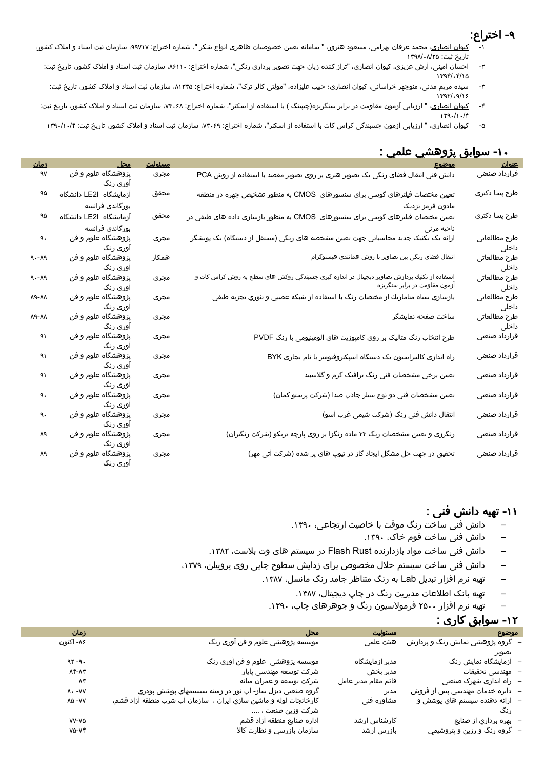## ۹- اختراع:

۱- کیوان انصاری، محمد عرفان بهرامی، مسعود هنرور، " سامانه تعیین خصوصیات ظاهری انواع شکر "، شماره اختراع: ۹۹۷۱۷، سازمان ثبت اسناد و املاک کشور، تاریخ ثبت: ۱۳۹۸/۰۸/۲۵

۲- احسان امینی، آرش عزیزی، کیوان انصاری، "تراز کننده زیان جهت تصویر برداری رنگی"، شماره اختراع: ۸۶۱۱۰، سازمان ثبت اسناد و املاک کشور، تاریخ ثبت: ۱۳۹۴/۰۴/۱۵

۳- سیده مریم مدنی، منوچهر خراسانی، کیوان انصاری؛ حبیب علیزاده، "مولتی کالر ترک"، شماره اختراع: ۸۱۳۳۵، سازمان ثبت اسناد و املاک کشور، تاریخ ثبت: ۱۳۹۲/۰۹/۱۶

۴- کیوان انصاری، " ارزیابی آزمون مقاومت در برابر سنگریزه(چیپینگ ) با استفاده از اسکنر"، شماره اختراع: ۷۳۰۶۸، سازمان ثبت اسناد و املاک کشور، تاریخ ثبت: ۱۳۹۰/۱۰/۴

۵- کیوان انصاری، " ارزیابی آزمون چسبندگی کراس کات با استفاده از اسکنر"، شماره اختراع: ۷۳۰۶۹، سازمان ثبت اسناد و املاک کشور، تاریخ ثبت: ۱۳۹۰/۱۰/۴

## ۱۰- سوابق پژوهشی علمی :

| عنوان | موضوع | مسئولیت | محل | زمان |
|---|---|---|---|---|
| قرارداد صنعتی | دانش فنی انتقال فضای رنگی یک تصویر هنری بر روی تصویر مقصد با استفاده از روش PCA | مجری | پژوهشگاه علوم و فن آوری رنگ | ۹۷ |
| طرح پسا دکتری | تعیین مختصات فیلترهای گوسی برای سنسورهای CMOS به منظور تشخیص چهره در منطقه مادون قرمز نزدیک | محقق | آزمایشگاه LE2I دانشگاه بورگاندی فرانسه | ۹۵ |
| طرح پسا دکتری | تعیین مختصات فیلترهای گوسی برای سنسورهای CMOS به منظور بازسازی داده های طیفی در ناحیه مرئی | محقق | آزمایشگاه LE2I دانشگاه بورگاندی فرانسه | ۹۵ |
| طرح مطالعاتی داخلی | ارائه یک تکنیک جدید محاسباتی جهت تعیین مشخصه های رنگی (مستقل از دستگاه) یک پویشگر | مجری | پژوهشگاه علوم و فن آوری رنگ | ۹۰ |
| طرح مطالعاتی داخلی | انتقال فضای رنگی بین تصاویر با روش همانندی هیستوگرام | همکار | پژوهشگاه علوم و فن آوری رنگ | ۸۹-۹۰ |
| طرح مطالعاتی داخلی | استفاده از تکنیك پردازش تصاویر دیجیتال در اندازه گیری چسبندگی روکش هاي سطح به روش کراس کات و آزمون مقاومت در برابر سنگریزه | مجری | پژوهشگاه علوم و فن آوری رنگ | ۸۹-۹۰ |
| طرح مطالعاتی داخلی | بازسازي سیاه ماتاریك از مختصات رنگ با استفاده از شبکه عصبي و تئوري تجزیه طیفی | مجری | پژوهشگاه علوم و فن آوری رنگ | ۸۸-۸۹ |
| طرح مطالعاتی داخلی | ساخت صفحه نمایشگر | مجری | پژوهشگاه علوم و فن آوری رنگ | ۸۸-۸۹ |
| قرارداد صنعتی | طرح انتخاب رنگ متالیک بر روی کامپوزیت های آلومینیومی با رنگ PVDF | مجری | پژوهشگاه علوم و فن آوری رنگ | ۹۱ |
| قرارداد صنعتی | راه اندازی کالیبراسیون یک دستگاه اسپکتروفتومتر با نام تجاری BYK | مجری | پژوهشگاه علوم و فن آوری رنگ | ۹۱ |
| قرارداد صنعتی | تعیین برخی مشخصات فنی رنگ ترافیک گرم و گلاسبید | مجری | پژوهشگاه علوم و فن آوری رنگ | ۹۱ |
| قرارداد صنعتی | تعیین مشخصات فنی دو نوع سیلر جاذب صدا (شرکت پرستو کمان) | مجری | پژوهشگاه علوم و فن آوری رنگ | ۹۰ |
| قرارداد صنعتی | انتقال دانش فنی رنگ (شرکت شیمی غرب آسو) | مجری | پژوهشگاه علوم و فن آوری رنگ | ۹۰ |
| قرارداد صنعتی | رنگرزی و تعیین مشخصات رنگ ۳۲ ماده رنگزا بر روی پارچه تریکو (شرکت رنگیران) | مجری | پژوهشگاه علوم و فن آوری رنگ | ۸۹ |
| قرارداد صنعتی | تحقیق در جهت حل مشکل ایجاد گاز در تیوپ های پر شده (شرکت آتی مهر) | مجری | پژوهشگاه علوم و فن آوری رنگ | ۸۹ |

## ۱۱- تهیه دانش فنی :

- دانش فنی ساخت رنگ موقت با خاصیت ارتجاعی، ۱۳۹۰.
- دانش فنی ساخت فوم خاک، ۱۳۹۰.
- دانش فنی ساخت مواد بازدارنده Flash Rust در سیستم های وت بلاست، ۱۳۸۲.
- دانش فنی ساخت سیستم حلال مخصوص برای زدایش سطوح چاپی روی پروپیلن، ۱۳۷۹،
- تهیه نرم افزار تبدیل Lab به رنگ متناظر جامد رنگ مانسل، ۱۳۸۷.
- تهیه بانک اطلاعات مدیریت رنگ در چاپ دیجیتال، ۱۳۸۷.
- تهیه نرم افزار ۲۵۰۰ فرمولاسیون رنگ و جوهرهای چاپ، ۱۳۹۰.

## ۱۲- سوابق کاری :

| موضوع | مسئولیت | محل | زمان |
|---|---|---|---|
| – گروه پژوهشی نمایش رنگ و پردازش تصویر | هیئت علمی | موسسه پژوهشی علوم و فن آوری رنگ | ۸۶- اکنون |
| – آزمایشگاه نمایش رنگ | مدیر آزمایشگاه | موسسه پژوهشی علوم و فن آوری رنگ | ۹۰- ۹۲ |
| – مهندسی تحقیقات | مدیر بخش | شرکت توسعه مهندسی پایار | ۸۳-۸۴ |
| – راه اندازی شهرک صنعتی | قائم مقام مدیر عامل | شرکت توسعه و عمران میانه | ۸۳ |
| – دایره خدمات مهندسی پس از فروش | مدیر | گروه صنعتی دیزل ساز- آب نور در زمینه سیستمهاي پوشش پودري | ۷۷- ۸۰ |
| – ارائه دهنده سیستم هاي پوشش و رنگ | مشاوره فنی | کارخانجات لوله و ماشین سازي ایران ، سازمان آب شرب منطقه آزاد قشم، شرکت وزین صنعت ، .... | ۷۷- ۸۵ |
| – بهره برداري از صنایع | کارشناس ارشد | اداره صنایع منطقه آزاد قشم | ۷۵-۷۷ |
| – گروه رنگ و رزین و پتروشیمی | بازرس ارشد | سازمان بازرسی و نظارت کالا | ۷۴-۷۵ |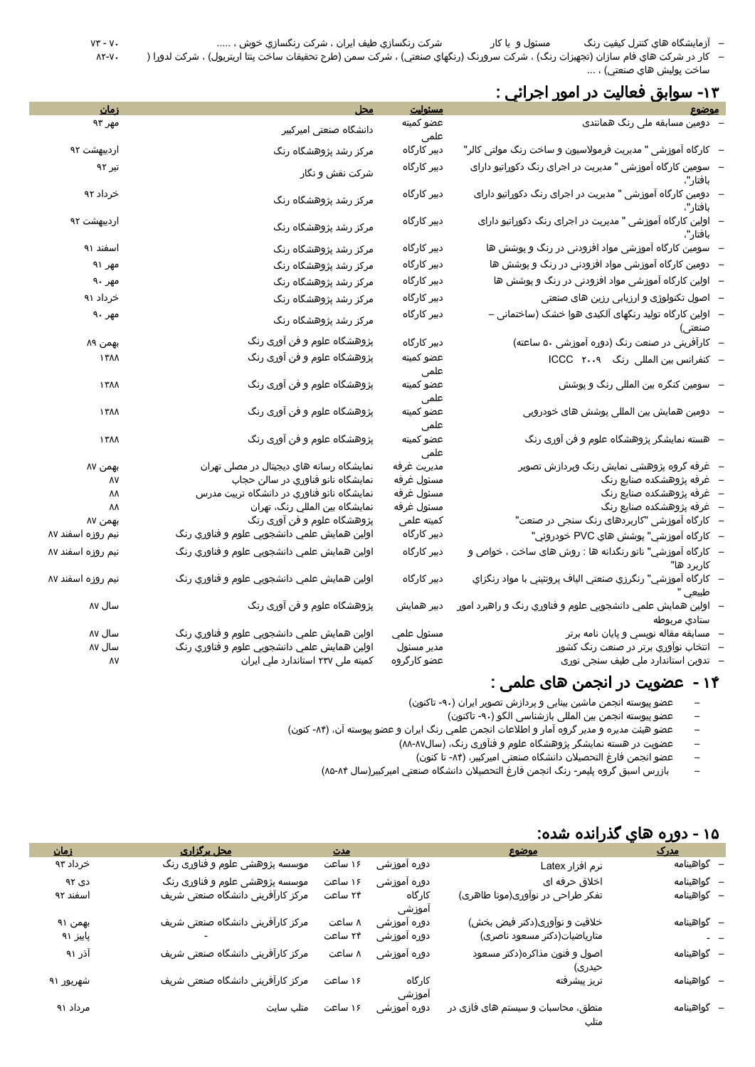- آزمایشگاه هاي كنترل كيفيت رنگ &nbsp;&nbsp; مسئول و يا كار &nbsp;&nbsp; شركت رنگسازي طيف ايران ، شركت رنگسازي خوش ، ..... &nbsp;&nbsp; ۷۰ - ۷۳
- كار در شركت هاي فام سازان (تجهيزات رنگ) ، شركت سرورنگ (رنگهاي صنعتي) ، شركت سمن (طرح تحقيقات ساخت پنتا اريتريول) ، شركت لدورا ( ساخت پوليش هاي صنعتي) ، ... &nbsp;&nbsp; ۸۲-۷۰

## ۱۳- سوابق فعاليت در امور اجرائي :

| موضوع | مسئوليت | محل | زمان |
|---|---|---|---|
| - دومين مسابقه ملی رنگ همانندی | عضو کمیته علمی | دانشگاه صنعتی امیرکبیر | مهر ۹۳ |
| - کارگاه آموزشی " مدیریت فرمولاسیون و ساخت رنگ مولتی کالر" | دبیر کارگاه | مرکز رشد پژوهشگاه رنگ | اردیبهشت ۹۲ |
| - سومین کارگاه آموزشی " مدیریت در اجرای رنگ دکوراتیو دارای بافتار"، | دبیر کارگاه | شرکت نقش و نگار | تیر ۹۲ |
| - دومین کارگاه آموزشی " مدیریت در اجرای رنگ دکوراتیو دارای بافتار"، | دبیر کارگاه | مرکز رشد پژوهشگاه رنگ | خرداد ۹۲ |
| - اولین کارگاه آموزشی " مدیریت در اجرای رنگ دکوراتیو دارای بافتار"، | دبیر کارگاه | مرکز رشد پژوهشگاه رنگ | اردیبهشت ۹۲ |
| - سومین کارگاه آموزشی مواد افزودنی در رنگ و پوشش ها | دبیر کارگاه | مرکز رشد پژوهشگاه رنگ | اسفند ۹۱ |
| - دومین کارگاه آموزشی مواد افزودنی در رنگ و پوشش ها | دبیر کارگاه | مرکز رشد پژوهشگاه رنگ | مهر ۹۱ |
| - اولین کارگاه آموزشی مواد افزودنی در رنگ و پوشش ها | دبیر کارگاه | مرکز رشد پژوهشگاه رنگ | مهر ۹۰ |
| - اصول تکنولوژی و ارزیابی رزین های صنعتی | دبیر کارگاه | مرکز رشد پژوهشگاه رنگ | خرداد ۹۱ |
| - اولین کارگاه تولید رنگهای آلکیدی هوا خشک (ساختمانی – صنعتی) | دبیر کارگاه | مرکز رشد پژوهشگاه رنگ | مهر ۹۰ |
| - کارآفرینی در صنعت رنگ (دوره آموزشی ۵۰ ساعته) | دبیر کارگاه | پژوهشگاه علوم و فن آوری رنگ | بهمن ۸۹ |
| - کنفرانس بین المللی رنگ ICCC ۲۰۰۹ | عضو کمیته علمی | پژوهشگاه علوم و فن آوری رنگ | ۱۳۸۸ |
| - سومین کنگره بین المللی رنگ و پوشش | عضو کمیته علمی | پژوهشگاه علوم و فن آوری رنگ | ۱۳۸۸ |
| - دومین همایش بین المللی پوشش های خودرویی | عضو کمیته علمی | پژوهشگاه علوم و فن آوری رنگ | ۱۳۸۸ |
| - هسته نمایشگر پژوهشگاه علوم و فن آوری رنگ | عضو کمیته علمی | پژوهشگاه علوم و فن آوری رنگ | ۱۳۸۸ |
| - غرفه گروه پژوهشي نمايش رنگ وپردازش تصوير | مديريت غرفه | نمايشگاه رسانه هاي ديجيتال در مصلي تهران | بهمن ۸۷ |
| - غرفه پژوهشكده صنايع رنگ | مسئول غرفه | نمايشگاه نانو فناوري در سالن حجاب | ۸۷ |
| - غرفه پژوهشكده صنايع رنگ | مسئول غرفه | نمايشگاه نانو فناوري در دانشگاه تربيت مدرس | ۸۸ |
| - غرفه پژوهشكده صنايع رنگ | مسئول غرفه | نمايشگاه بين المللي رنگ، تهران | ۸۸ |
| - كارگاه آموزشي "كاربردهاي رنگ سنجي در صنعت" | كميته علمي | پژوهشگاه علوم و فن آوری رنگ | بهمن ۸۷ |
| - كارگاه آموزشي" پوشش هاي PVC خودروئي" | دبير كارگاه | اولين همايش علمي دانشجويي علوم و فناوري رنگ | نيم روزه اسفند ۸۷ |
| - كارگاه آموزشي" نانو رنگدانه ها : روش هاي ساخت ، خواص و كاربرد ها" | دبير كارگاه | اولين همايش علمي دانشجويي علوم و فناوري رنگ | نيم روزه اسفند ۸۷ |
| - كارگاه آموزشي" رنگرزي صنعتي الياف پروتئيني با مواد رنگزاي طبيعي " | دبير كارگاه | اولين همايش علمي دانشجويي علوم و فناوري رنگ | نيم روزه اسفند ۸۷ |
| - اولين همايش علمي دانشجويي علوم و فناوري رنگ و راهبرد امور ستادي مربوطه | دبير همايش | پژوهشگاه علوم و فن آوری رنگ | سال ۸۷ |
| - مسابقه مقاله نويسي و پايان نامه برتر | مسئول علمي | اولين همايش علمي دانشجويي علوم و فناوري رنگ | سال ۸۷ |
| - انتخاب نوآوري برتر در صنعت رنگ كشور | مدير مسئول | اولين همايش علمي دانشجويي علوم و فناوري رنگ | سال ۸۷ |
| - تدوين استاندارد ملي طيف سنجي نوري | عضو كارگروه | كميته ملي ۲۳۷ استاندارد ملي ايران | ۸۷ |

## ۱۴ - عضويت در انجمن های علمی :

- عضو پیوسته انجمن ماشین بینایی و پردازش تصویر ایران (۹۰- تاکنون)
- عضو پیوسته انجمن بین المللی بازشناسی الگو (۹۰- تاکنون)
- عضو هیئت مدیره و مدیر گروه آمار و اطلاعات انجمن علمی رنگ ایران و عضو پیوسته آن، (۸۴- کنون)
- عضویت در هسته نمایشگر پژوهشگاه علوم و فنآوری رنگ، (سال۸۷-۸۸)
- عضو انجمن فارغ التحصیلان دانشگاه صنعتی امیرکبیر، (۸۴- تا کنون)
- بازرس اسبق گروه پلیمر- رنگ انجمن فارغ التحصیلان دانشگاه صنعتی امیرکبیر(سال ۸۴-۸۵)

## ۱۵ - دوره هاي گذرانده شده:

| مدرک | موضوع | | مدت | محل برگزاری | زمان |
|---|---|---|---|---|---|
| - گواهینامه | نرم افزار Latex | دوره آموزشی | ۱۶ ساعت | موسسه پژوهشی علوم و فناوری رنگ | خرداد ۹۳ |
| - گواهینامه | اخلاق حرفه ای | دوره آموزشی | ۱۶ ساعت | موسسه پژوهشی علوم و فناوری رنگ | دی ۹۲ |
| - گواهینامه | تفکر طراحی در نوآوری(مونا طاهری) | کارگاه آموزشی | ۲۴ ساعت | مرکز کارآفرینی دانشگاه صنعتی شریف | اسفند ۹۲ |
| - گواهینامه | خلاقیت و نوآوری(دکتر فیض بخش) | دوره آموزشی | ۸ ساعت | مرکز کارآفرینی دانشگاه صنعتی شریف | بهمن ۹۱ |
| - - | متاریاضیات(دکتر مسعود ناصری) | دوره آموزشی | ۲۴ ساعت | - | پاییز ۹۱ |
| - گواهینامه | اصول و فنون مذاکره(دکتر مسعود حیدری) | دوره آموزشی | ۸ ساعت | مرکز کارآفرینی دانشگاه صنعتی شریف | آذر ۹۱ |
| - گواهینامه | تریز پیشرفته | کارگاه آموزشی | ۱۶ ساعت | مرکز کارآفرینی دانشگاه صنعتی شریف | شهریور ۹۱ |
| - گواهینامه | منطق، محاسبات و سیستم های فازی در متلب | دوره آموزشی | ۱۶ ساعت | متلب سایت | مرداد ۹۱ |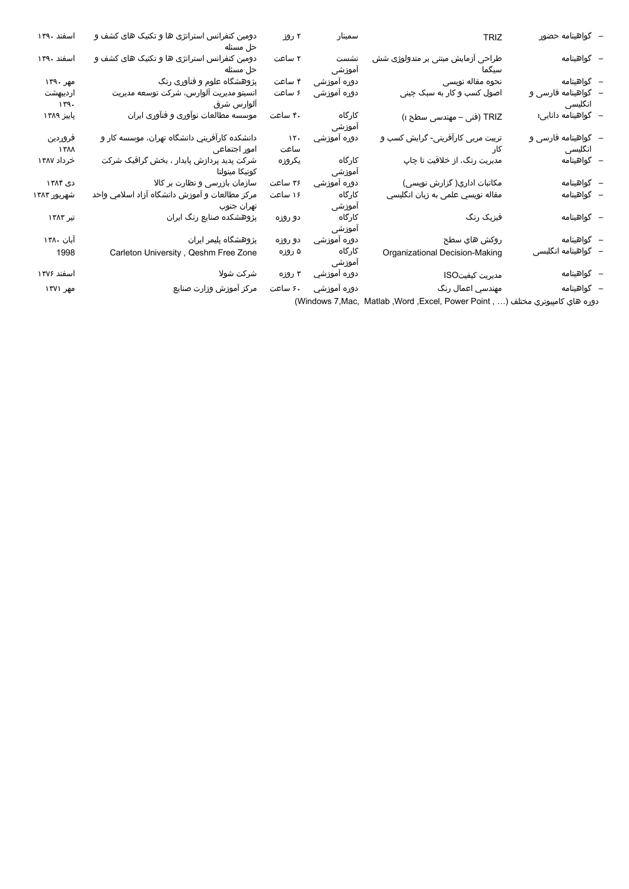| | | | | | |
|---|---|---|---|---|---|
| – گواهینامه حضور | TRIZ | سمینار | ۲ روز | دومین کنفرانس استراتژی ها و تکنیک های کشف و حل مسئله | اسفند ۱۳۹۰ |
| – گواهینامه | طراحی آزمایش مبتنی بر متدولوژی شش سیگما | نشست آموزشی | ۲ ساعت | دومین کنفرانس استراتژی ها و تکنیک های کشف و حل مسئله | اسفند ۱۳۹۰ |
| – گواهینامه | نحوه مقاله نویسی | دوره آموزشی | ۴ ساعت | پژوهشگاه علوم و فنآوری رنگ | مهر ۱۳۹۰ |
| – گواهینامه فارسی و انگلیسی | اصول کسب و کار به سبک چینی | دوره آموزشی | ۶ ساعت | انستیو مدیریت آلوارس، شرکت توسعه مدیریت آلوارس شرق | اردیبهشت ۱۳۹۰ |
| – گواهینامه دانایی[1] | TRIZ (فنی – مهندسی سطح ۱) | کارگاه آموزشی | ۴۰ ساعت | موسسه مطالعات نوآوری و فنآوری ایران | پاییز ۱۳۸۹ |
| – گواهینامه فارسی و انگلیسی | تربیت مربی کارآفرینی- گرایش کسب و کار | دوره آموزشی | ۱۲۰ ساعت | دانشکده کارآفرینی دانشگاه تهران، موسسه کار و امور اجتماعی | فروردین ۱۳۸۸ |
| – گواهینامه | مدیریت رنگ، از خلاقیت تا چاپ | کارگاه آموزشی | یکروزه | شرکت پدید پردازش پایدار ، بخش گرافیک شرکت کونیکا مینولتا | خرداد ۱۳۸۷ |
| – گواهینامه | مکاتبات اداري( گزارش نویسی) | دوره آموزشی | ۳۶ ساعت | سازمان بازرسی و نظارت بر کالا | دی ۱۳۸۴ |
| – گواهینامه | مقاله نویسی علمی به زبان انگلیسی | کارگاه آموزشی | ۱۶ ساعت | مرکز مطالعات و آموزش دانشگاه آزاد اسلامی واحد تهران جنوب | شهریور ۱۳۸۳ |
| – گواهینامه | فیزیک رنگ | کارگاه آموزشی | دو روزه | پژوهشکده صنایع رنگ ایران | تیر ۱۳۸۳ |
| – گواهینامه | روکش هاي سطح | دوره آموزشی | دو روزه | پژوهشگاه پلیمر ایران | آبان ۱۳۸۰ |
| – گواهینامه انگلیسی | Organizational Decision-Making | کارگاه آموزشی | ۵ روزه | Carleton University , Qeshm Free Zone | 1998 |
| – گواهینامه | مدیریت کیفیتISO | دوره آموزشی | ۳ روزه | شرکت شولا | اسفند ۱۳۷۶ |
| – گواهینامه | مهندسی اعمال رنگ | دوره آموزشی | ۶۰ ساعت | مرکز آموزش وزارت صنایع | مهر ۱۳۷۱ |

دوره هاي کامپيوتري مختلف (... , Windows 7,Mac, Matlab ,Word ,Excel, Power Point)